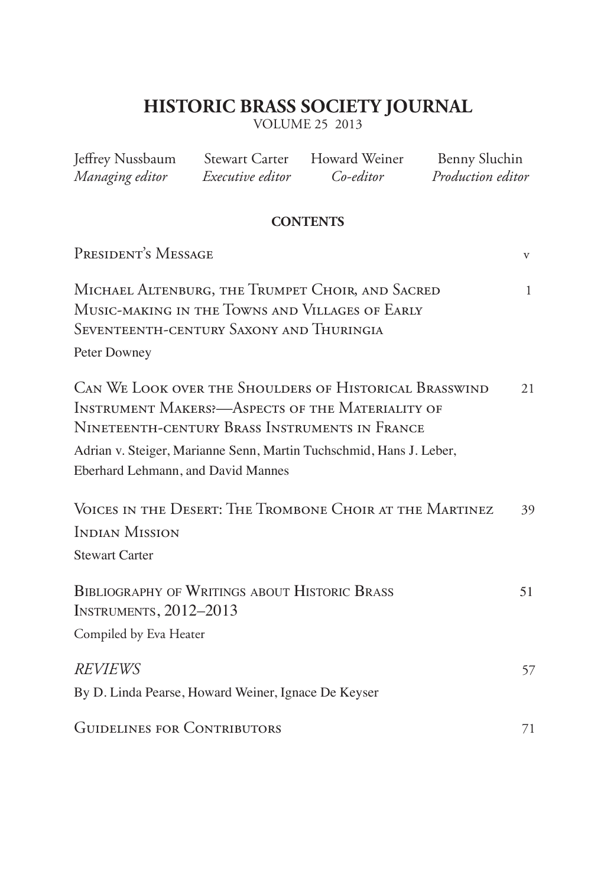# HISTORIC BRASS SOCIETY JOURNAL

VOLUME 25 2013

| Jeffrey Nussbaum | Stewart Carter | Howard Weiner | Benny Sluchin |
|---|---|---|---|
| *Managing editor* | *Executive editor* | *Co-editor* | *Production editor* |

## CONTENTS

| | |
|---|---|
| President's Message | v |
| Michael Altenburg, the Trumpet Choir, and Sacred Music-making in the Towns and Villages of Early Seventeenth-century Saxony and Thuringia<br>Peter Downey | 1 |
| Can We Look over the Shoulders of Historical Brasswind Instrument Makers?—Aspects of the Materiality of Nineteenth-century Brass Instruments in France<br>Adrian v. Steiger, Marianne Senn, Martin Tuchschmid, Hans J. Leber, Eberhard Lehmann, and David Mannes | 21 |
| Voices in the Desert: The Trombone Choir at the Martinez Indian Mission<br>Stewart Carter | 39 |
| Bibliography of Writings about Historic Brass Instruments, 2012–2013<br>Compiled by Eva Heater | 51 |
| *REVIEWS*<br>By D. Linda Pearse, Howard Weiner, Ignace De Keyser | 57 |
| Guidelines for Contributors | 71 |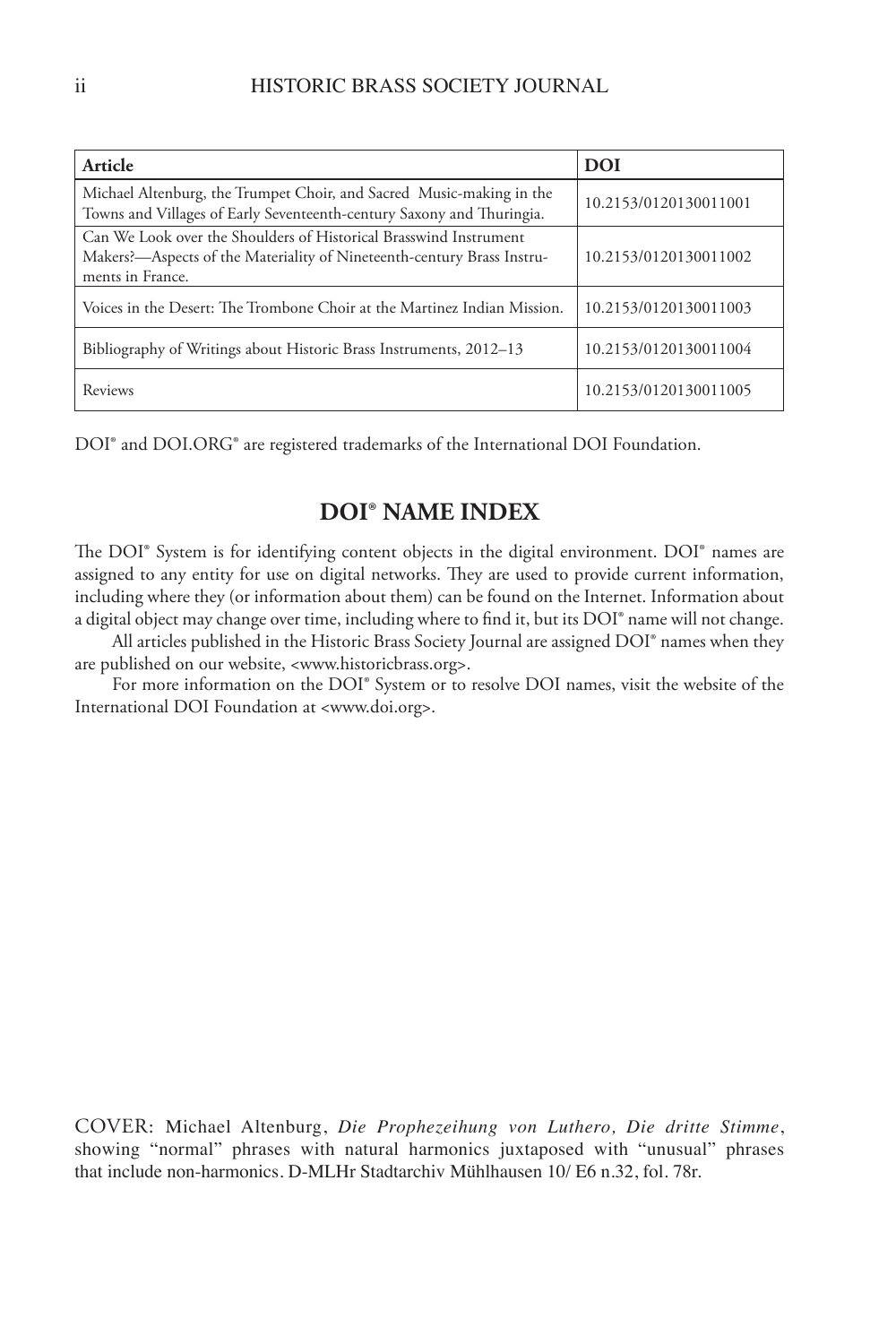| Article | DOI |
|---|---|
| Michael Altenburg, the Trumpet Choir, and Sacred Music-making in the Towns and Villages of Early Seventeenth-century Saxony and Thuringia. | 10.2153/0120130011001 |
| Can We Look over the Shoulders of Historical Brasswind Instrument Makers?—Aspects of the Materiality of Nineteenth-century Brass Instruments in France. | 10.2153/0120130011002 |
| Voices in the Desert: The Trombone Choir at the Martinez Indian Mission. | 10.2153/0120130011003 |
| Bibliography of Writings about Historic Brass Instruments, 2012–13 | 10.2153/0120130011004 |
| Reviews | 10.2153/0120130011005 |

DOI® and DOI.ORG® are registered trademarks of the International DOI Foundation.

## DOI® NAME INDEX

The DOI® System is for identifying content objects in the digital environment. DOI® names are assigned to any entity for use on digital networks. They are used to provide current information, including where they (or information about them) can be found on the Internet. Information about a digital object may change over time, including where to find it, but its DOI® name will not change.

All articles published in the Historic Brass Society Journal are assigned DOI® names when they are published on our website, <www.historicbrass.org>.

For more information on the DOI® System or to resolve DOI names, visit the website of the International DOI Foundation at <www.doi.org>.

COVER: Michael Altenburg, *Die Prophezeihung von Luthero, Die dritte Stimme*, showing "normal" phrases with natural harmonics juxtaposed with "unusual" phrases that include non-harmonics. D-MLHr Stadtarchiv Mühlhausen 10/ E6 n.32, fol. 78r.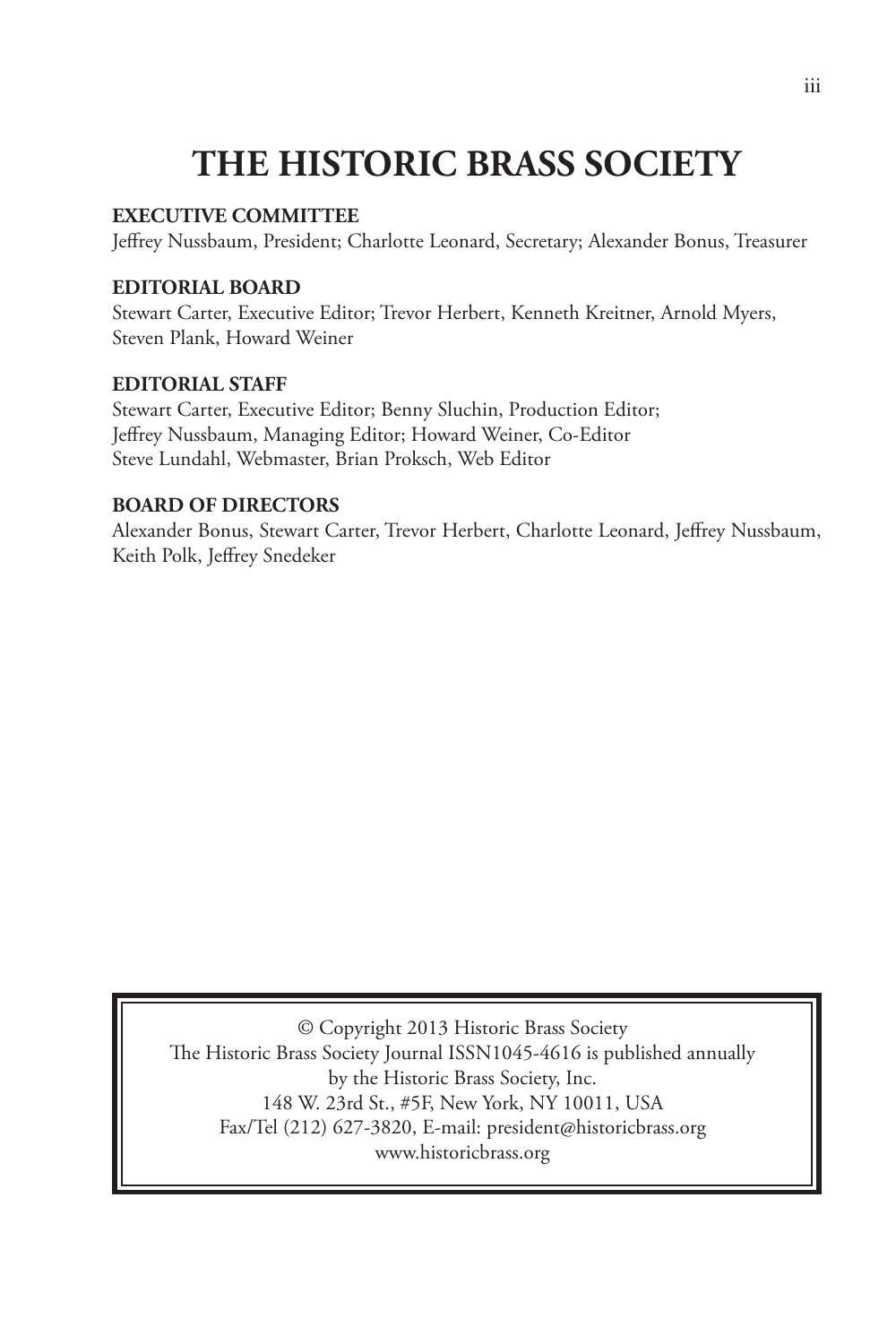# THE HISTORIC BRASS SOCIETY

**EXECUTIVE COMMITTEE**
Jeffrey Nussbaum, President; Charlotte Leonard, Secretary; Alexander Bonus, Treasurer

**EDITORIAL BOARD**
Stewart Carter, Executive Editor; Trevor Herbert, Kenneth Kreitner, Arnold Myers, Steven Plank, Howard Weiner

**EDITORIAL STAFF**
Stewart Carter, Executive Editor; Benny Sluchin, Production Editor; Jeffrey Nussbaum, Managing Editor; Howard Weiner, Co-Editor
Steve Lundahl, Webmaster, Brian Proksch, Web Editor

**BOARD OF DIRECTORS**
Alexander Bonus, Stewart Carter, Trevor Herbert, Charlotte Leonard, Jeffrey Nussbaum, Keith Polk, Jeffrey Snedeker

© Copyright 2013 Historic Brass Society
The Historic Brass Society Journal ISSN1045-4616 is published annually by the Historic Brass Society, Inc.
148 W. 23rd St., #5F, New York, NY 10011, USA
Fax/Tel (212) 627-3820, E-mail: president@historicbrass.org
www.historicbrass.org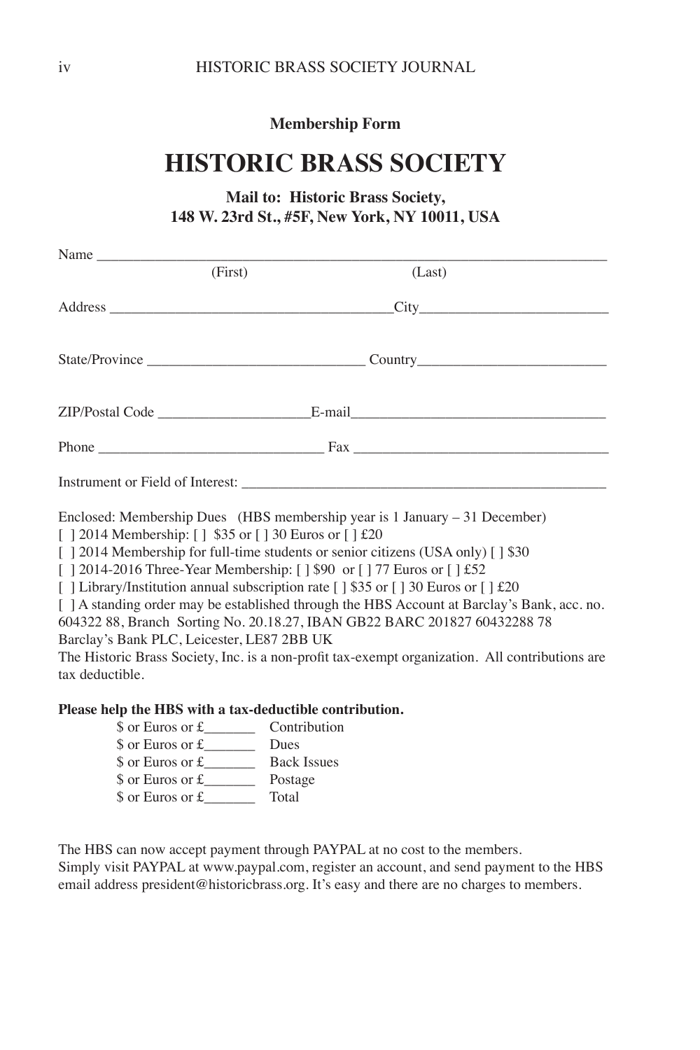**Membership Form**

# HISTORIC BRASS SOCIETY

**Mail to: Historic Brass Society,**
**148 W. 23rd St., #5F, New York, NY 10011, USA**

Name ______________________________________________________________________
(First) (Last)

Address _______________________________________City__________________________

State/Province _____________________________ Country_________________________

ZIP/Postal Code ____________________E-mail_________________________________

Phone ______________________________ Fax __________________________________

Instrument or Field of Interest: _______________________________________________

Enclosed: Membership Dues (HBS membership year is 1 January – 31 December)
[ ] 2014 Membership: [ ] $35 or [ ] 30 Euros or [ ] £20
[ ] 2014 Membership for full-time students or senior citizens (USA only) [ ] $30
[ ] 2014-2016 Three-Year Membership: [ ] $90 or [ ] 77 Euros or [ ] £52
[ ] Library/Institution annual subscription rate [ ] $35 or [ ] 30 Euros or [ ] £20
[ ] A standing order may be established through the HBS Account at Barclay's Bank, acc. no. 604322 88, Branch Sorting No. 20.18.27, IBAN GB22 BARC 201827 60432288 78
Barclay's Bank PLC, Leicester, LE87 2BB UK
The Historic Brass Society, Inc. is a non-profit tax-exempt organization. All contributions are tax deductible.

**Please help the HBS with a tax-deductible contribution.**

$ or Euros or £_______ Contribution
$ or Euros or £_______ Dues
$ or Euros or £_______ Back Issues
$ or Euros or £_______ Postage
$ or Euros or £_______ Total

The HBS can now accept payment through PAYPAL at no cost to the members.
Simply visit PAYPAL at www.paypal.com, register an account, and send payment to the HBS email address president@historicbrass.org. It's easy and there are no charges to members.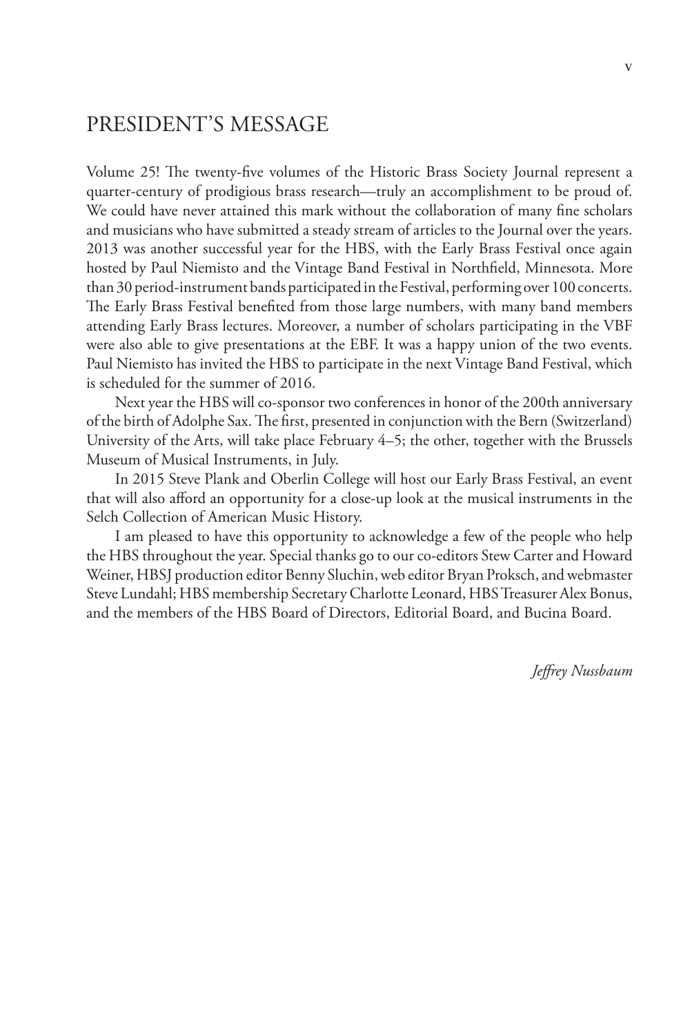# PRESIDENT'S MESSAGE

Volume 25! The twenty-five volumes of the Historic Brass Society Journal represent a quarter-century of prodigious brass research—truly an accomplishment to be proud of. We could have never attained this mark without the collaboration of many fine scholars and musicians who have submitted a steady stream of articles to the Journal over the years. 2013 was another successful year for the HBS, with the Early Brass Festival once again hosted by Paul Niemisto and the Vintage Band Festival in Northfield, Minnesota. More than 30 period-instrument bands participated in the Festival, performing over 100 concerts. The Early Brass Festival benefited from those large numbers, with many band members attending Early Brass lectures. Moreover, a number of scholars participating in the VBF were also able to give presentations at the EBF. It was a happy union of the two events. Paul Niemisto has invited the HBS to participate in the next Vintage Band Festival, which is scheduled for the summer of 2016.

Next year the HBS will co-sponsor two conferences in honor of the 200th anniversary of the birth of Adolphe Sax. The first, presented in conjunction with the Bern (Switzerland) University of the Arts, will take place February 4–5; the other, together with the Brussels Museum of Musical Instruments, in July.

In 2015 Steve Plank and Oberlin College will host our Early Brass Festival, an event that will also afford an opportunity for a close-up look at the musical instruments in the Selch Collection of American Music History.

I am pleased to have this opportunity to acknowledge a few of the people who help the HBS throughout the year. Special thanks go to our co-editors Stew Carter and Howard Weiner, HBSJ production editor Benny Sluchin, web editor Bryan Proksch, and webmaster Steve Lundahl; HBS membership Secretary Charlotte Leonard, HBS Treasurer Alex Bonus, and the members of the HBS Board of Directors, Editorial Board, and Bucina Board.

*Jeffrey Nussbaum*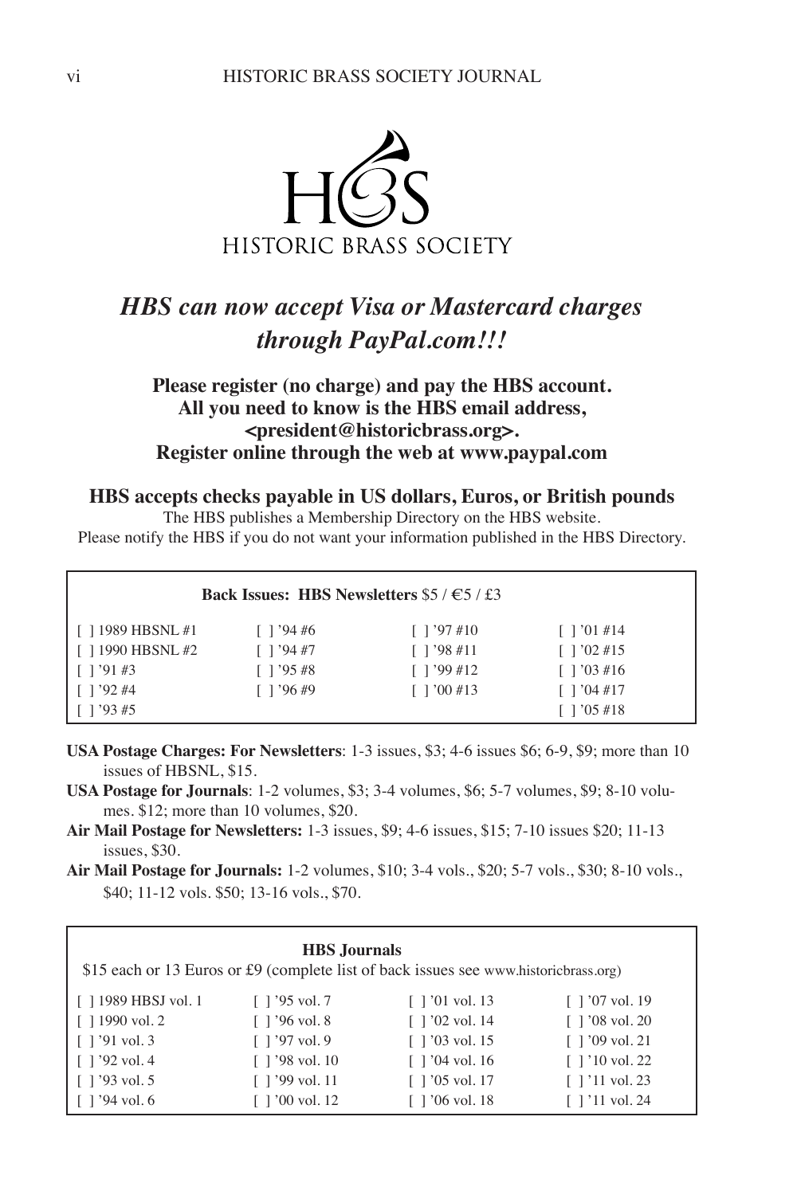HISTORIC BRASS SOCIETY

## *HBS can now accept Visa or Mastercard charges through PayPal.com!!!*

**Please register (no charge) and pay the HBS account.**
**All you need to know is the HBS email address, <president@historicbrass.org>.**
**Register online through the web at www.paypal.com**

**HBS accepts checks payable in US dollars, Euros, or British pounds**

The HBS publishes a Membership Directory on the HBS website.
Please notify the HBS if you do not want your information published in the HBS Directory.

**Back Issues: HBS Newsletters** $5 / €5 / £3

| | | | |
|---|---|---|---|
| [ ] 1989 HBSNL #1 | [ ] '94 #6 | [ ] '97 #10 | [ ] '01 #14 |
| [ ] 1990 HBSNL #2 | [ ] '94 #7 | [ ] '98 #11 | [ ] '02 #15 |
| [ ] '91 #3 | [ ] '95 #8 | [ ] '99 #12 | [ ] '03 #16 |
| [ ] '92 #4 | [ ] '96 #9 | [ ] '00 #13 | [ ] '04 #17 |
| [ ] '93 #5 | | | [ ] '05 #18 |

**USA Postage Charges: For Newsletters**: 1-3 issues, $3; 4-6 issues $6; 6-9, $9; more than 10 issues of HBSNL, $15.

**USA Postage for Journals**: 1-2 volumes, $3; 3-4 volumes, $6; 5-7 volumes, $9; 8-10 volumes. $12; more than 10 volumes, $20.

**Air Mail Postage for Newsletters:** 1-3 issues, $9; 4-6 issues, $15; 7-10 issues $20; 11-13 issues, $30.

**Air Mail Postage for Journals:** 1-2 volumes, $10; 3-4 vols., $20; 5-7 vols., $30; 8-10 vols., $40; 11-12 vols. $50; 13-16 vols., $70.

**HBS Journals**

$15 each or 13 Euros or £9 (complete list of back issues see www.historicbrass.org)

| | | | |
|---|---|---|---|
| [ ] 1989 HBSJ vol. 1 | [ ] '95 vol. 7 | [ ] '01 vol. 13 | [ ] '07 vol. 19 |
| [ ] 1990 vol. 2 | [ ] '96 vol. 8 | [ ] '02 vol. 14 | [ ] '08 vol. 20 |
| [ ] '91 vol. 3 | [ ] '97 vol. 9 | [ ] '03 vol. 15 | [ ] '09 vol. 21 |
| [ ] '92 vol. 4 | [ ] '98 vol. 10 | [ ] '04 vol. 16 | [ ] '10 vol. 22 |
| [ ] '93 vol. 5 | [ ] '99 vol. 11 | [ ] '05 vol. 17 | [ ] '11 vol. 23 |
| [ ] '94 vol. 6 | [ ] '00 vol. 12 | [ ] '06 vol. 18 | [ ] '11 vol. 24 |